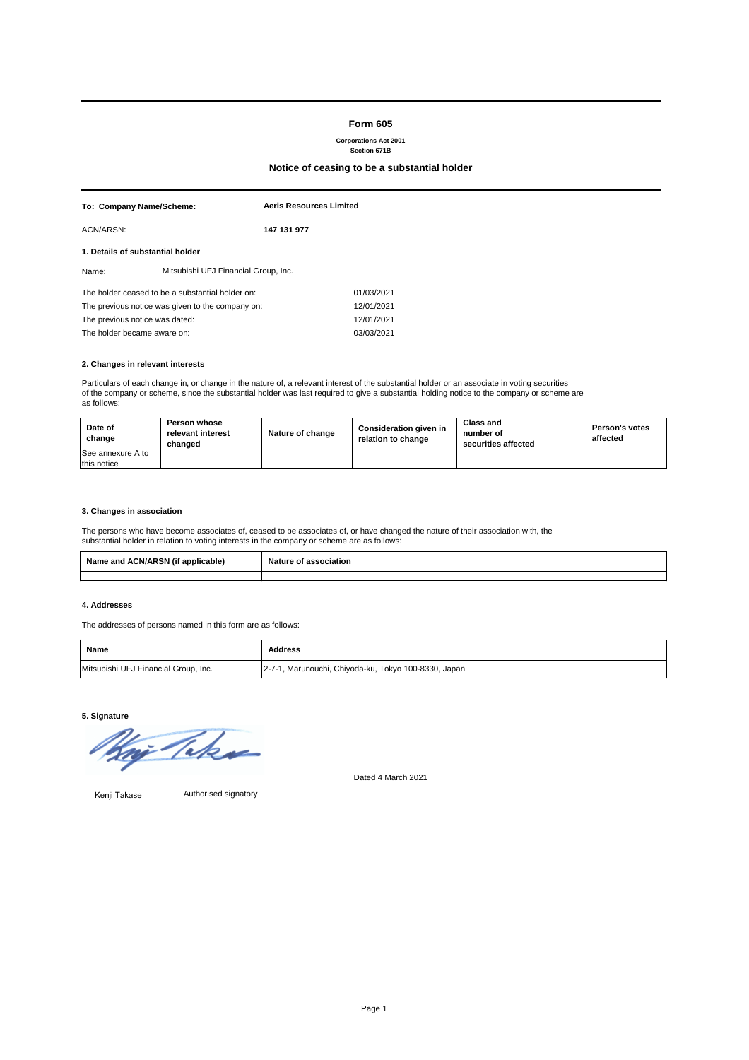# Form 605

**Corporations Act 2001**
**Section 671B**

## Notice of ceasing to be a substantial holder

| | |
|---|---|
| **To: Company Name/Scheme:** | **Aeris Resources Limited** |
| ACN/ARSN: | **147 131 977** |

### 1. Details of substantial holder

Name: Mitsubishi UFJ Financial Group, Inc.

| | |
|---|---|
| The holder ceased to be a substantial holder on: | 01/03/2021 |
| The previous notice was given to the company on: | 12/01/2021 |
| The previous notice was dated: | 12/01/2021 |
| The holder became aware on: | 03/03/2021 |

### 2. Changes in relevant interests

Particulars of each change in, or change in the nature of, a relevant interest of the substantial holder or an associate in voting securities of the company or scheme, since the substantial holder was last required to give a substantial holding notice to the company or scheme are as follows:

| Date of change | Person whose relevant interest changed | Nature of change | Consideration given in relation to change | Class and number of securities affected | Person's votes affected |
|---|---|---|---|---|---|
| See annexure A to this notice | | | | | |

### 3. Changes in association

The persons who have become associates of, ceased to be associates of, or have changed the nature of their association with, the substantial holder in relation to voting interests in the company or scheme are as follows:

| Name and ACN/ARSN (if applicable) | Nature of association |
|---|---|
| | |

### 4. Addresses

The addresses of persons named in this form are as follows:

| Name | Address |
|---|---|
| Mitsubishi UFJ Financial Group, Inc. | 2-7-1, Marunouchi, Chiyoda-ku, Tokyo 100-8330, Japan |

### 5. Signature

Dated 4 March 2021

Kenji Takase — Authorised signatory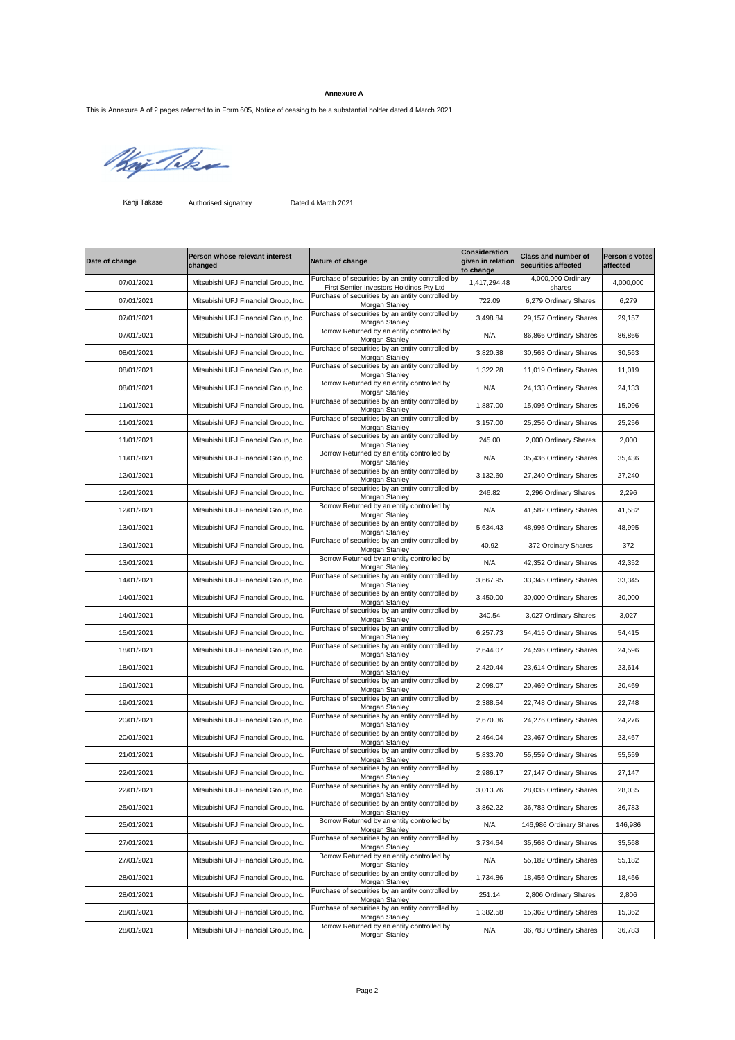**Annexure A**

This is Annexure A of 2 pages referred to in Form 605, Notice of ceasing to be a substantial holder dated 4 March 2021.

Kenji Takase Authorised signatory Dated 4 March 2021

| Date of change | Person whose relevant interest changed | Nature of change | Consideration given in relation to change | Class and number of securities affected | Person's votes affected |
|---|---|---|---|---|---|
| 07/01/2021 | Mitsubishi UFJ Financial Group, Inc. | Purchase of securities by an entity controlled by First Sentier Investors Holdings Pty Ltd | 1,417,294.48 | 4,000,000 Ordinary shares | 4,000,000 |
| 07/01/2021 | Mitsubishi UFJ Financial Group, Inc. | Purchase of securities by an entity controlled by Morgan Stanley | 722.09 | 6,279 Ordinary Shares | 6,279 |
| 07/01/2021 | Mitsubishi UFJ Financial Group, Inc. | Purchase of securities by an entity controlled by Morgan Stanley | 3,498.84 | 29,157 Ordinary Shares | 29,157 |
| 07/01/2021 | Mitsubishi UFJ Financial Group, Inc. | Borrow Returned by an entity controlled by Morgan Stanley | N/A | 86,866 Ordinary Shares | 86,866 |
| 08/01/2021 | Mitsubishi UFJ Financial Group, Inc. | Purchase of securities by an entity controlled by Morgan Stanley | 3,820.38 | 30,563 Ordinary Shares | 30,563 |
| 08/01/2021 | Mitsubishi UFJ Financial Group, Inc. | Purchase of securities by an entity controlled by Morgan Stanley | 1,322.28 | 11,019 Ordinary Shares | 11,019 |
| 08/01/2021 | Mitsubishi UFJ Financial Group, Inc. | Borrow Returned by an entity controlled by Morgan Stanley | N/A | 24,133 Ordinary Shares | 24,133 |
| 11/01/2021 | Mitsubishi UFJ Financial Group, Inc. | Purchase of securities by an entity controlled by Morgan Stanley | 1,887.00 | 15,096 Ordinary Shares | 15,096 |
| 11/01/2021 | Mitsubishi UFJ Financial Group, Inc. | Purchase of securities by an entity controlled by Morgan Stanley | 3,157.00 | 25,256 Ordinary Shares | 25,256 |
| 11/01/2021 | Mitsubishi UFJ Financial Group, Inc. | Purchase of securities by an entity controlled by Morgan Stanley | 245.00 | 2,000 Ordinary Shares | 2,000 |
| 11/01/2021 | Mitsubishi UFJ Financial Group, Inc. | Borrow Returned by an entity controlled by Morgan Stanley | N/A | 35,436 Ordinary Shares | 35,436 |
| 12/01/2021 | Mitsubishi UFJ Financial Group, Inc. | Purchase of securities by an entity controlled by Morgan Stanley | 3,132.60 | 27,240 Ordinary Shares | 27,240 |
| 12/01/2021 | Mitsubishi UFJ Financial Group, Inc. | Purchase of securities by an entity controlled by Morgan Stanley | 246.82 | 2,296 Ordinary Shares | 2,296 |
| 12/01/2021 | Mitsubishi UFJ Financial Group, Inc. | Borrow Returned by an entity controlled by Morgan Stanley | N/A | 41,582 Ordinary Shares | 41,582 |
| 13/01/2021 | Mitsubishi UFJ Financial Group, Inc. | Purchase of securities by an entity controlled by Morgan Stanley | 5,634.43 | 48,995 Ordinary Shares | 48,995 |
| 13/01/2021 | Mitsubishi UFJ Financial Group, Inc. | Purchase of securities by an entity controlled by Morgan Stanley | 40.92 | 372 Ordinary Shares | 372 |
| 13/01/2021 | Mitsubishi UFJ Financial Group, Inc. | Borrow Returned by an entity controlled by Morgan Stanley | N/A | 42,352 Ordinary Shares | 42,352 |
| 14/01/2021 | Mitsubishi UFJ Financial Group, Inc. | Purchase of securities by an entity controlled by Morgan Stanley | 3,667.95 | 33,345 Ordinary Shares | 33,345 |
| 14/01/2021 | Mitsubishi UFJ Financial Group, Inc. | Purchase of securities by an entity controlled by Morgan Stanley | 3,450.00 | 30,000 Ordinary Shares | 30,000 |
| 14/01/2021 | Mitsubishi UFJ Financial Group, Inc. | Purchase of securities by an entity controlled by Morgan Stanley | 340.54 | 3,027 Ordinary Shares | 3,027 |
| 15/01/2021 | Mitsubishi UFJ Financial Group, Inc. | Purchase of securities by an entity controlled by Morgan Stanley | 6,257.73 | 54,415 Ordinary Shares | 54,415 |
| 18/01/2021 | Mitsubishi UFJ Financial Group, Inc. | Purchase of securities by an entity controlled by Morgan Stanley | 2,644.07 | 24,596 Ordinary Shares | 24,596 |
| 18/01/2021 | Mitsubishi UFJ Financial Group, Inc. | Purchase of securities by an entity controlled by Morgan Stanley | 2,420.44 | 23,614 Ordinary Shares | 23,614 |
| 19/01/2021 | Mitsubishi UFJ Financial Group, Inc. | Purchase of securities by an entity controlled by Morgan Stanley | 2,098.07 | 20,469 Ordinary Shares | 20,469 |
| 19/01/2021 | Mitsubishi UFJ Financial Group, Inc. | Purchase of securities by an entity controlled by Morgan Stanley | 2,388.54 | 22,748 Ordinary Shares | 22,748 |
| 20/01/2021 | Mitsubishi UFJ Financial Group, Inc. | Purchase of securities by an entity controlled by Morgan Stanley | 2,670.36 | 24,276 Ordinary Shares | 24,276 |
| 20/01/2021 | Mitsubishi UFJ Financial Group, Inc. | Purchase of securities by an entity controlled by Morgan Stanley | 2,464.04 | 23,467 Ordinary Shares | 23,467 |
| 21/01/2021 | Mitsubishi UFJ Financial Group, Inc. | Purchase of securities by an entity controlled by Morgan Stanley | 5,833.70 | 55,559 Ordinary Shares | 55,559 |
| 22/01/2021 | Mitsubishi UFJ Financial Group, Inc. | Purchase of securities by an entity controlled by Morgan Stanley | 2,986.17 | 27,147 Ordinary Shares | 27,147 |
| 22/01/2021 | Mitsubishi UFJ Financial Group, Inc. | Purchase of securities by an entity controlled by Morgan Stanley | 3,013.76 | 28,035 Ordinary Shares | 28,035 |
| 25/01/2021 | Mitsubishi UFJ Financial Group, Inc. | Purchase of securities by an entity controlled by Morgan Stanley | 3,862.22 | 36,783 Ordinary Shares | 36,783 |
| 25/01/2021 | Mitsubishi UFJ Financial Group, Inc. | Borrow Returned by an entity controlled by Morgan Stanley | N/A | 146,986 Ordinary Shares | 146,986 |
| 27/01/2021 | Mitsubishi UFJ Financial Group, Inc. | Purchase of securities by an entity controlled by Morgan Stanley | 3,734.64 | 35,568 Ordinary Shares | 35,568 |
| 27/01/2021 | Mitsubishi UFJ Financial Group, Inc. | Borrow Returned by an entity controlled by Morgan Stanley | N/A | 55,182 Ordinary Shares | 55,182 |
| 28/01/2021 | Mitsubishi UFJ Financial Group, Inc. | Purchase of securities by an entity controlled by Morgan Stanley | 1,734.86 | 18,456 Ordinary Shares | 18,456 |
| 28/01/2021 | Mitsubishi UFJ Financial Group, Inc. | Purchase of securities by an entity controlled by Morgan Stanley | 251.14 | 2,806 Ordinary Shares | 2,806 |
| 28/01/2021 | Mitsubishi UFJ Financial Group, Inc. | Purchase of securities by an entity controlled by Morgan Stanley | 1,382.58 | 15,362 Ordinary Shares | 15,362 |
| 28/01/2021 | Mitsubishi UFJ Financial Group, Inc. | Borrow Returned by an entity controlled by Morgan Stanley | N/A | 36,783 Ordinary Shares | 36,783 |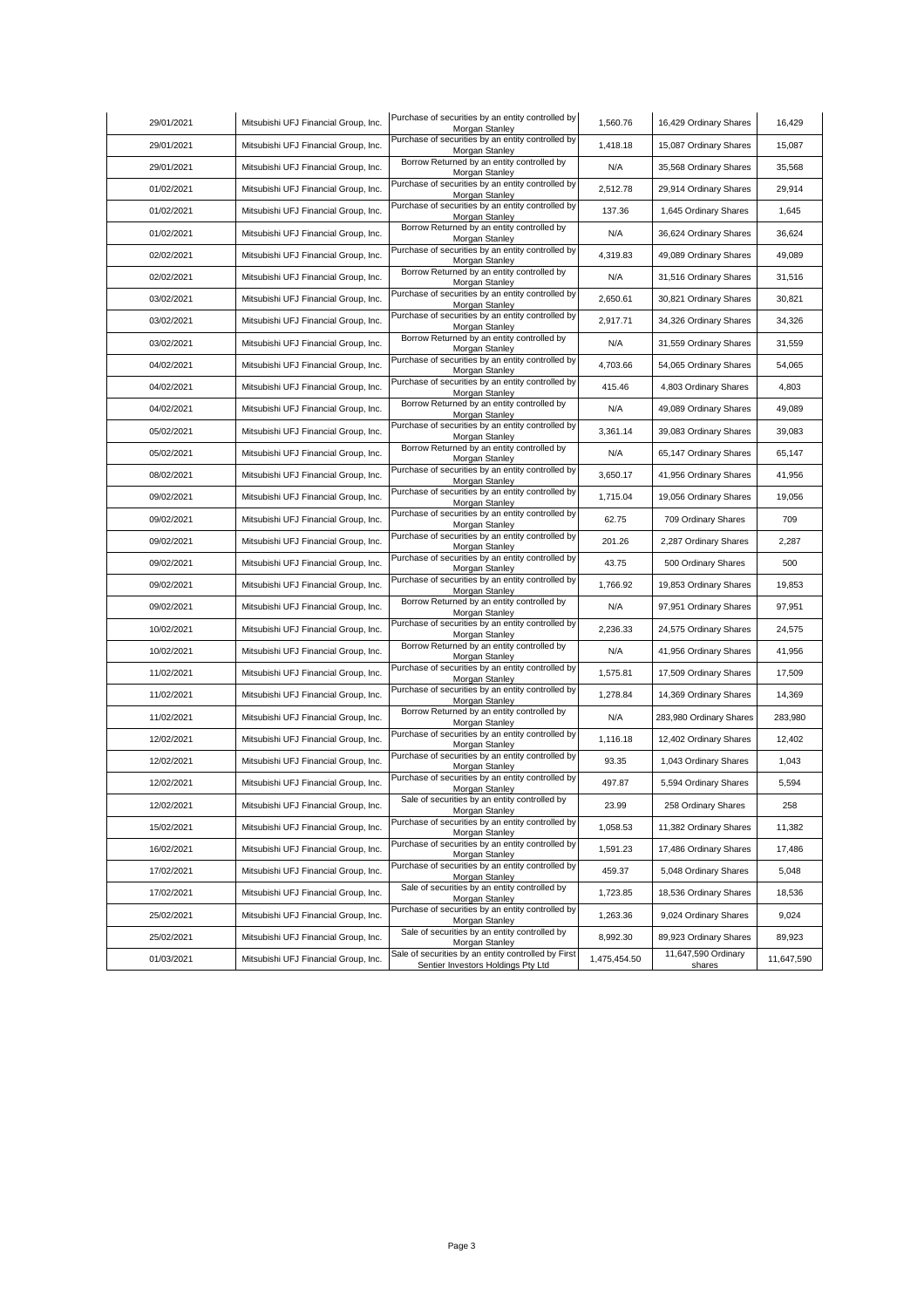| | | | | | |
|---|---|---|---|---|---|
| 29/01/2021 | Mitsubishi UFJ Financial Group, Inc. | Purchase of securities by an entity controlled by Morgan Stanley | 1,560.76 | 16,429 Ordinary Shares | 16,429 |
| 29/01/2021 | Mitsubishi UFJ Financial Group, Inc. | Purchase of securities by an entity controlled by Morgan Stanley | 1,418.18 | 15,087 Ordinary Shares | 15,087 |
| 29/01/2021 | Mitsubishi UFJ Financial Group, Inc. | Borrow Returned by an entity controlled by Morgan Stanley | N/A | 35,568 Ordinary Shares | 35,568 |
| 01/02/2021 | Mitsubishi UFJ Financial Group, Inc. | Purchase of securities by an entity controlled by Morgan Stanley | 2,512.78 | 29,914 Ordinary Shares | 29,914 |
| 01/02/2021 | Mitsubishi UFJ Financial Group, Inc. | Purchase of securities by an entity controlled by Morgan Stanley | 137.36 | 1,645 Ordinary Shares | 1,645 |
| 01/02/2021 | Mitsubishi UFJ Financial Group, Inc. | Borrow Returned by an entity controlled by Morgan Stanley | N/A | 36,624 Ordinary Shares | 36,624 |
| 02/02/2021 | Mitsubishi UFJ Financial Group, Inc. | Purchase of securities by an entity controlled by Morgan Stanley | 4,319.83 | 49,089 Ordinary Shares | 49,089 |
| 02/02/2021 | Mitsubishi UFJ Financial Group, Inc. | Borrow Returned by an entity controlled by Morgan Stanley | N/A | 31,516 Ordinary Shares | 31,516 |
| 03/02/2021 | Mitsubishi UFJ Financial Group, Inc. | Purchase of securities by an entity controlled by Morgan Stanley | 2,650.61 | 30,821 Ordinary Shares | 30,821 |
| 03/02/2021 | Mitsubishi UFJ Financial Group, Inc. | Purchase of securities by an entity controlled by Morgan Stanley | 2,917.71 | 34,326 Ordinary Shares | 34,326 |
| 03/02/2021 | Mitsubishi UFJ Financial Group, Inc. | Borrow Returned by an entity controlled by Morgan Stanley | N/A | 31,559 Ordinary Shares | 31,559 |
| 04/02/2021 | Mitsubishi UFJ Financial Group, Inc. | Purchase of securities by an entity controlled by Morgan Stanley | 4,703.66 | 54,065 Ordinary Shares | 54,065 |
| 04/02/2021 | Mitsubishi UFJ Financial Group, Inc. | Purchase of securities by an entity controlled by Morgan Stanley | 415.46 | 4,803 Ordinary Shares | 4,803 |
| 04/02/2021 | Mitsubishi UFJ Financial Group, Inc. | Borrow Returned by an entity controlled by Morgan Stanley | N/A | 49,089 Ordinary Shares | 49,089 |
| 05/02/2021 | Mitsubishi UFJ Financial Group, Inc. | Purchase of securities by an entity controlled by Morgan Stanley | 3,361.14 | 39,083 Ordinary Shares | 39,083 |
| 05/02/2021 | Mitsubishi UFJ Financial Group, Inc. | Borrow Returned by an entity controlled by Morgan Stanley | N/A | 65,147 Ordinary Shares | 65,147 |
| 08/02/2021 | Mitsubishi UFJ Financial Group, Inc. | Purchase of securities by an entity controlled by Morgan Stanley | 3,650.17 | 41,956 Ordinary Shares | 41,956 |
| 09/02/2021 | Mitsubishi UFJ Financial Group, Inc. | Purchase of securities by an entity controlled by Morgan Stanley | 1,715.04 | 19,056 Ordinary Shares | 19,056 |
| 09/02/2021 | Mitsubishi UFJ Financial Group, Inc. | Purchase of securities by an entity controlled by Morgan Stanley | 62.75 | 709 Ordinary Shares | 709 |
| 09/02/2021 | Mitsubishi UFJ Financial Group, Inc. | Purchase of securities by an entity controlled by Morgan Stanley | 201.26 | 2,287 Ordinary Shares | 2,287 |
| 09/02/2021 | Mitsubishi UFJ Financial Group, Inc. | Purchase of securities by an entity controlled by Morgan Stanley | 43.75 | 500 Ordinary Shares | 500 |
| 09/02/2021 | Mitsubishi UFJ Financial Group, Inc. | Purchase of securities by an entity controlled by Morgan Stanley | 1,766.92 | 19,853 Ordinary Shares | 19,853 |
| 09/02/2021 | Mitsubishi UFJ Financial Group, Inc. | Borrow Returned by an entity controlled by Morgan Stanley | N/A | 97,951 Ordinary Shares | 97,951 |
| 10/02/2021 | Mitsubishi UFJ Financial Group, Inc. | Purchase of securities by an entity controlled by Morgan Stanley | 2,236.33 | 24,575 Ordinary Shares | 24,575 |
| 10/02/2021 | Mitsubishi UFJ Financial Group, Inc. | Borrow Returned by an entity controlled by Morgan Stanley | N/A | 41,956 Ordinary Shares | 41,956 |
| 11/02/2021 | Mitsubishi UFJ Financial Group, Inc. | Purchase of securities by an entity controlled by Morgan Stanley | 1,575.81 | 17,509 Ordinary Shares | 17,509 |
| 11/02/2021 | Mitsubishi UFJ Financial Group, Inc. | Purchase of securities by an entity controlled by Morgan Stanley | 1,278.84 | 14,369 Ordinary Shares | 14,369 |
| 11/02/2021 | Mitsubishi UFJ Financial Group, Inc. | Borrow Returned by an entity controlled by Morgan Stanley | N/A | 283,980 Ordinary Shares | 283,980 |
| 12/02/2021 | Mitsubishi UFJ Financial Group, Inc. | Purchase of securities by an entity controlled by Morgan Stanley | 1,116.18 | 12,402 Ordinary Shares | 12,402 |
| 12/02/2021 | Mitsubishi UFJ Financial Group, Inc. | Purchase of securities by an entity controlled by Morgan Stanley | 93.35 | 1,043 Ordinary Shares | 1,043 |
| 12/02/2021 | Mitsubishi UFJ Financial Group, Inc. | Purchase of securities by an entity controlled by Morgan Stanley | 497.87 | 5,594 Ordinary Shares | 5,594 |
| 12/02/2021 | Mitsubishi UFJ Financial Group, Inc. | Sale of securities by an entity controlled by Morgan Stanley | 23.99 | 258 Ordinary Shares | 258 |
| 15/02/2021 | Mitsubishi UFJ Financial Group, Inc. | Purchase of securities by an entity controlled by Morgan Stanley | 1,058.53 | 11,382 Ordinary Shares | 11,382 |
| 16/02/2021 | Mitsubishi UFJ Financial Group, Inc. | Purchase of securities by an entity controlled by Morgan Stanley | 1,591.23 | 17,486 Ordinary Shares | 17,486 |
| 17/02/2021 | Mitsubishi UFJ Financial Group, Inc. | Purchase of securities by an entity controlled by Morgan Stanley | 459.37 | 5,048 Ordinary Shares | 5,048 |
| 17/02/2021 | Mitsubishi UFJ Financial Group, Inc. | Sale of securities by an entity controlled by Morgan Stanley | 1,723.85 | 18,536 Ordinary Shares | 18,536 |
| 25/02/2021 | Mitsubishi UFJ Financial Group, Inc. | Purchase of securities by an entity controlled by Morgan Stanley | 1,263.36 | 9,024 Ordinary Shares | 9,024 |
| 25/02/2021 | Mitsubishi UFJ Financial Group, Inc. | Sale of securities by an entity controlled by Morgan Stanley | 8,992.30 | 89,923 Ordinary Shares | 89,923 |
| 01/03/2021 | Mitsubishi UFJ Financial Group, Inc. | Sale of securities by an entity controlled by First Sentier Investors Holdings Pty Ltd | 1,475,454.50 | 11,647,590 Ordinary shares | 11,647,590 |